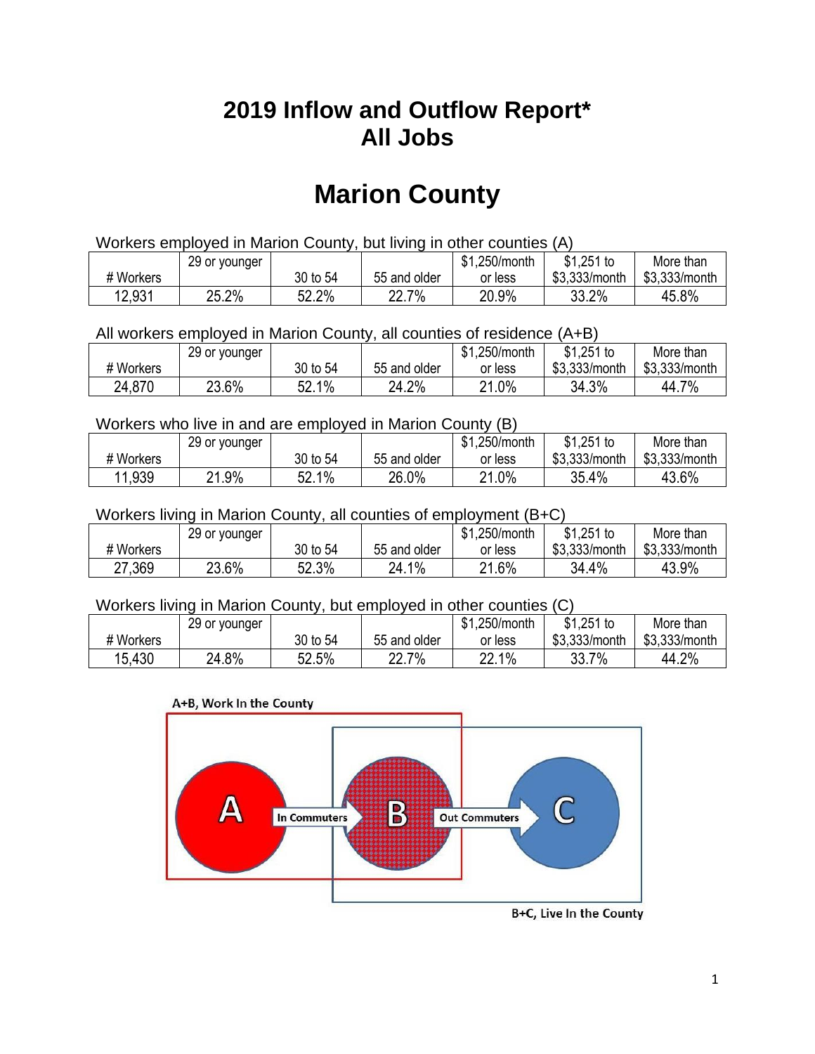# 2019 Inflow and Outflow Report*
# All Jobs

# Marion County

Workers employed in Marion County, but living in other counties (A)

| # Workers | 29 or younger | 30 to 54 | 55 and older | $1,250/month or less | $1,251 to $3,333/month | More than $3,333/month |
|---|---|---|---|---|---|---|
| 12,931 | 25.2% | 52.2% | 22.7% | 20.9% | 33.2% | 45.8% |

All workers employed in Marion County, all counties of residence (A+B)

| # Workers | 29 or younger | 30 to 54 | 55 and older | $1,250/month or less | $1,251 to $3,333/month | More than $3,333/month |
|---|---|---|---|---|---|---|
| 24,870 | 23.6% | 52.1% | 24.2% | 21.0% | 34.3% | 44.7% |

Workers who live in and are employed in Marion County (B)

| # Workers | 29 or younger | 30 to 54 | 55 and older | $1,250/month or less | $1,251 to $3,333/month | More than $3,333/month |
|---|---|---|---|---|---|---|
| 11,939 | 21.9% | 52.1% | 26.0% | 21.0% | 35.4% | 43.6% |

Workers living in Marion County, all counties of employment (B+C)

| # Workers | 29 or younger | 30 to 54 | 55 and older | $1,250/month or less | $1,251 to $3,333/month | More than $3,333/month |
|---|---|---|---|---|---|---|
| 27,369 | 23.6% | 52.3% | 24.1% | 21.6% | 34.4% | 43.9% |

Workers living in Marion County, but employed in other counties (C)

| # Workers | 29 or younger | 30 to 54 | 55 and older | $1,250/month or less | $1,251 to $3,333/month | More than $3,333/month |
|---|---|---|---|---|---|---|
| 15,430 | 24.8% | 52.5% | 22.7% | 22.1% | 33.7% | 44.2% |

A+B, Work In the County

A — In Commuters → B — Out Commuters → C

B+C, Live In the County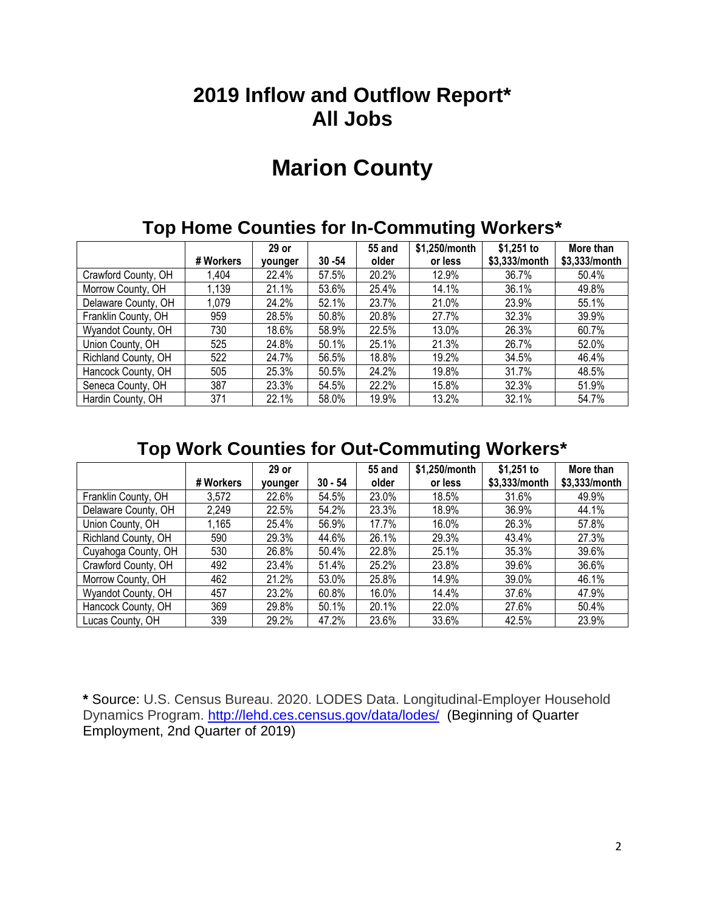# 2019 Inflow and Outflow Report* All Jobs

# Marion County

## Top Home Counties for In-Commuting Workers*

| | # Workers | 29 or younger | 30 -54 | 55 and older | $1,250/month or less | $1,251 to $3,333/month | More than $3,333/month |
|---|---|---|---|---|---|---|---|
| Crawford County, OH | 1,404 | 22.4% | 57.5% | 20.2% | 12.9% | 36.7% | 50.4% |
| Morrow County, OH | 1,139 | 21.1% | 53.6% | 25.4% | 14.1% | 36.1% | 49.8% |
| Delaware County, OH | 1,079 | 24.2% | 52.1% | 23.7% | 21.0% | 23.9% | 55.1% |
| Franklin County, OH | 959 | 28.5% | 50.8% | 20.8% | 27.7% | 32.3% | 39.9% |
| Wyandot County, OH | 730 | 18.6% | 58.9% | 22.5% | 13.0% | 26.3% | 60.7% |
| Union County, OH | 525 | 24.8% | 50.1% | 25.1% | 21.3% | 26.7% | 52.0% |
| Richland County, OH | 522 | 24.7% | 56.5% | 18.8% | 19.2% | 34.5% | 46.4% |
| Hancock County, OH | 505 | 25.3% | 50.5% | 24.2% | 19.8% | 31.7% | 48.5% |
| Seneca County, OH | 387 | 23.3% | 54.5% | 22.2% | 15.8% | 32.3% | 51.9% |
| Hardin County, OH | 371 | 22.1% | 58.0% | 19.9% | 13.2% | 32.1% | 54.7% |

## Top Work Counties for Out-Commuting Workers*

| | # Workers | 29 or younger | 30 - 54 | 55 and older | $1,250/month or less | $1,251 to $3,333/month | More than $3,333/month |
|---|---|---|---|---|---|---|---|
| Franklin County, OH | 3,572 | 22.6% | 54.5% | 23.0% | 18.5% | 31.6% | 49.9% |
| Delaware County, OH | 2,249 | 22.5% | 54.2% | 23.3% | 18.9% | 36.9% | 44.1% |
| Union County, OH | 1,165 | 25.4% | 56.9% | 17.7% | 16.0% | 26.3% | 57.8% |
| Richland County, OH | 590 | 29.3% | 44.6% | 26.1% | 29.3% | 43.4% | 27.3% |
| Cuyahoga County, OH | 530 | 26.8% | 50.4% | 22.8% | 25.1% | 35.3% | 39.6% |
| Crawford County, OH | 492 | 23.4% | 51.4% | 25.2% | 23.8% | 39.6% | 36.6% |
| Morrow County, OH | 462 | 21.2% | 53.0% | 25.8% | 14.9% | 39.0% | 46.1% |
| Wyandot County, OH | 457 | 23.2% | 60.8% | 16.0% | 14.4% | 37.6% | 47.9% |
| Hancock County, OH | 369 | 29.8% | 50.1% | 20.1% | 22.0% | 27.6% | 50.4% |
| Lucas County, OH | 339 | 29.2% | 47.2% | 23.6% | 33.6% | 42.5% | 23.9% |

**\*** Source: U.S. Census Bureau. 2020. LODES Data. Longitudinal-Employer Household Dynamics Program. http://lehd.ces.census.gov/data/lodes/ (Beginning of Quarter Employment, 2nd Quarter of 2019)